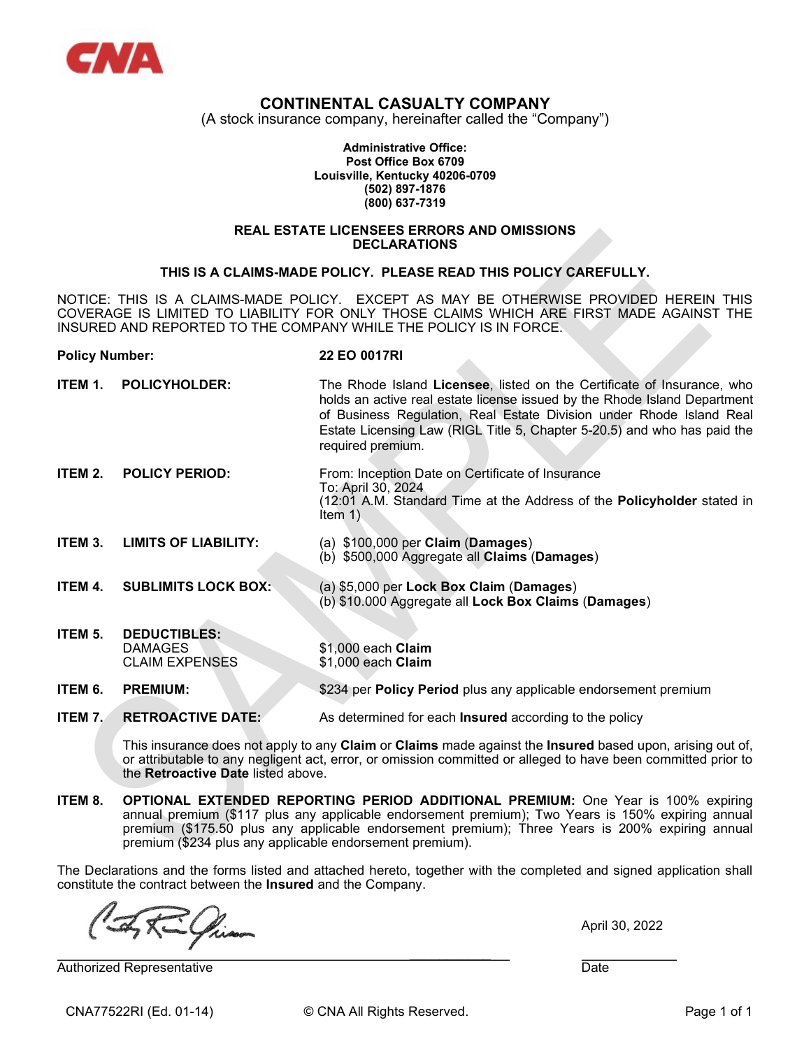# CONTINENTAL CASUALTY COMPANY

(A stock insurance company, hereinafter called the "Company")

**Administrative Office:**
**Post Office Box 6709**
**Louisville, Kentucky 40206-0709**
**(502) 897-1876**
**(800) 637-7319**

## REAL ESTATE LICENSEES ERRORS AND OMISSIONS DECLARATIONS

**THIS IS A CLAIMS-MADE POLICY. PLEASE READ THIS POLICY CAREFULLY.**

NOTICE: THIS IS A CLAIMS-MADE POLICY. EXCEPT AS MAY BE OTHERWISE PROVIDED HEREIN THIS COVERAGE IS LIMITED TO LIABILITY FOR ONLY THOSE CLAIMS WHICH ARE FIRST MADE AGAINST THE INSURED AND REPORTED TO THE COMPANY WHILE THE POLICY IS IN FORCE.

**Policy Number:** **22 EO 0017RI**

**ITEM 1. POLICYHOLDER:** The Rhode Island **Licensee**, listed on the Certificate of Insurance, who holds an active real estate license issued by the Rhode Island Department of Business Regulation, Real Estate Division under Rhode Island Real Estate Licensing Law (RIGL Title 5, Chapter 5-20.5) and who has paid the required premium.

**ITEM 2. POLICY PERIOD:** From: Inception Date on Certificate of Insurance
To: April 30, 2024
(12:01 A.M. Standard Time at the Address of the **Policyholder** stated in Item 1)

**ITEM 3. LIMITS OF LIABILITY:**
(a) $100,000 per **Claim** (**Damages**)
(b) $500,000 Aggregate all **Claims** (**Damages**)

**ITEM 4. SUBLIMITS LOCK BOX:**
(a) $5,000 per **Lock Box Claim** (**Damages**)
(b) $10.000 Aggregate all **Lock Box Claims** (**Damages**)

**ITEM 5. DEDUCTIBLES:**
DAMAGES — $1,000 each **Claim**
CLAIM EXPENSES — $1,000 each **Claim**

**ITEM 6. PREMIUM:** $234 per **Policy Period** plus any applicable endorsement premium

**ITEM 7. RETROACTIVE DATE:** As determined for each **Insured** according to the policy

This insurance does not apply to any **Claim** or **Claims** made against the **Insured** based upon, arising out of, or attributable to any negligent act, error, or omission committed or alleged to have been committed prior to the **Retroactive Date** listed above.

**ITEM 8. OPTIONAL EXTENDED REPORTING PERIOD ADDITIONAL PREMIUM:** One Year is 100% expiring annual premium ($117 plus any applicable endorsement premium); Two Years is 150% expiring annual premium ($175.50 plus any applicable endorsement premium); Three Years is 200% expiring annual premium ($234 plus any applicable endorsement premium).

The Declarations and the forms listed and attached hereto, together with the completed and signed application shall constitute the contract between the **Insured** and the Company.

Authorized Representative

Date: April 30, 2022

CNA77522RI (Ed. 01-14) © CNA All Rights Reserved.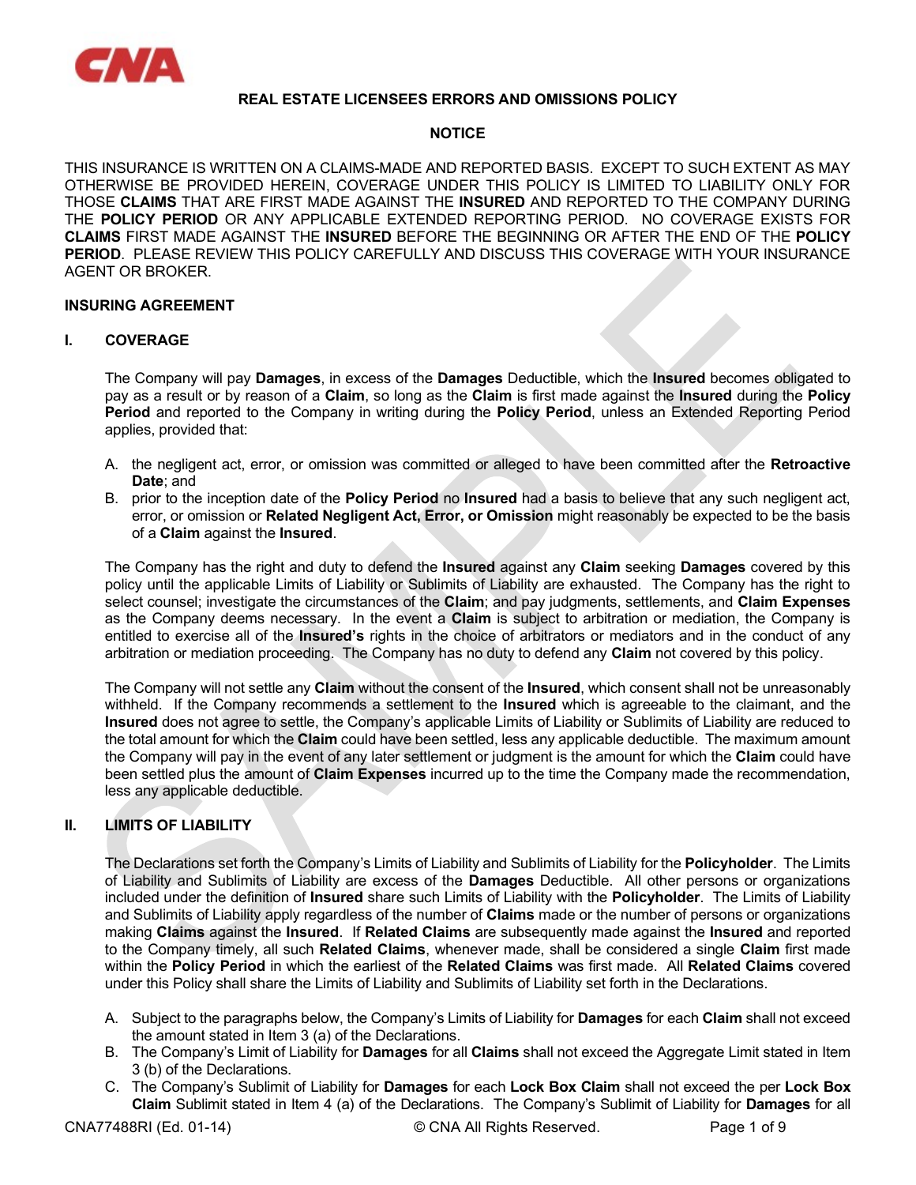# REAL ESTATE LICENSEES ERRORS AND OMISSIONS POLICY

## NOTICE

THIS INSURANCE IS WRITTEN ON A CLAIMS-MADE AND REPORTED BASIS. EXCEPT TO SUCH EXTENT AS MAY OTHERWISE BE PROVIDED HEREIN, COVERAGE UNDER THIS POLICY IS LIMITED TO LIABILITY ONLY FOR THOSE **CLAIMS** THAT ARE FIRST MADE AGAINST THE **INSURED** AND REPORTED TO THE COMPANY DURING THE **POLICY PERIOD** OR ANY APPLICABLE EXTENDED REPORTING PERIOD. NO COVERAGE EXISTS FOR **CLAIMS** FIRST MADE AGAINST THE **INSURED** BEFORE THE BEGINNING OR AFTER THE END OF THE **POLICY PERIOD**. PLEASE REVIEW THIS POLICY CAREFULLY AND DISCUSS THIS COVERAGE WITH YOUR INSURANCE AGENT OR BROKER.

## INSURING AGREEMENT

### I. COVERAGE

The Company will pay **Damages**, in excess of the **Damages** Deductible, which the **Insured** becomes obligated to pay as a result or by reason of a **Claim**, so long as the **Claim** is first made against the **Insured** during the **Policy Period** and reported to the Company in writing during the **Policy Period**, unless an Extended Reporting Period applies, provided that:

A. the negligent act, error, or omission was committed or alleged to have been committed after the **Retroactive Date**; and
B. prior to the inception date of the **Policy Period** no **Insured** had a basis to believe that any such negligent act, error, or omission or **Related Negligent Act, Error, or Omission** might reasonably be expected to be the basis of a **Claim** against the **Insured**.

The Company has the right and duty to defend the **Insured** against any **Claim** seeking **Damages** covered by this policy until the applicable Limits of Liability or Sublimits of Liability are exhausted. The Company has the right to select counsel; investigate the circumstances of the **Claim**; and pay judgments, settlements, and **Claim Expenses** as the Company deems necessary. In the event a **Claim** is subject to arbitration or mediation, the Company is entitled to exercise all of the **Insured's** rights in the choice of arbitrators or mediators and in the conduct of any arbitration or mediation proceeding. The Company has no duty to defend any **Claim** not covered by this policy.

The Company will not settle any **Claim** without the consent of the **Insured**, which consent shall not be unreasonably withheld. If the Company recommends a settlement to the **Insured** which is agreeable to the claimant, and the **Insured** does not agree to settle, the Company's applicable Limits of Liability or Sublimits of Liability are reduced to the total amount for which the **Claim** could have been settled, less any applicable deductible. The maximum amount the Company will pay in the event of any later settlement or judgment is the amount for which the **Claim** could have been settled plus the amount of **Claim Expenses** incurred up to the time the Company made the recommendation, less any applicable deductible.

### II. LIMITS OF LIABILITY

The Declarations set forth the Company's Limits of Liability and Sublimits of Liability for the **Policyholder**. The Limits of Liability and Sublimits of Liability are excess of the **Damages** Deductible. All other persons or organizations included under the definition of **Insured** share such Limits of Liability with the **Policyholder**. The Limits of Liability and Sublimits of Liability apply regardless of the number of **Claims** made or the number of persons or organizations making **Claims** against the **Insured**. If **Related Claims** are subsequently made against the **Insured** and reported to the Company timely, all such **Related Claims**, whenever made, shall be considered a single **Claim** first made within the **Policy Period** in which the earliest of the **Related Claims** was first made. All **Related Claims** covered under this Policy shall share the Limits of Liability and Sublimits of Liability set forth in the Declarations.

A. Subject to the paragraphs below, the Company's Limits of Liability for **Damages** for each **Claim** shall not exceed the amount stated in Item 3 (a) of the Declarations.
B. The Company's Limit of Liability for **Damages** for all **Claims** shall not exceed the Aggregate Limit stated in Item 3 (b) of the Declarations.
C. The Company's Sublimit of Liability for **Damages** for each **Lock Box Claim** shall not exceed the per **Lock Box Claim** Sublimit stated in Item 4 (a) of the Declarations. The Company's Sublimit of Liability for **Damages** for all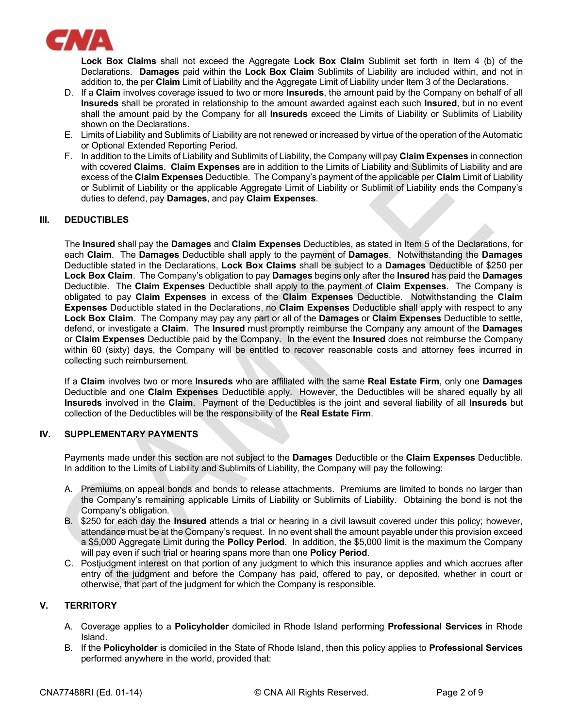**Lock Box Claims** shall not exceed the Aggregate **Lock Box Claim** Sublimit set forth in Item 4 (b) of the Declarations. **Damages** paid within the **Lock Box Claim** Sublimits of Liability are included within, and not in addition to, the per **Claim** Limit of Liability and the Aggregate Limit of Liability under Item 3 of the Declarations.

D. If a **Claim** involves coverage issued to two or more **Insureds**, the amount paid by the Company on behalf of all **Insureds** shall be prorated in relationship to the amount awarded against each such **Insured**, but in no event shall the amount paid by the Company for all **Insureds** exceed the Limits of Liability or Sublimits of Liability shown on the Declarations.

E. Limits of Liability and Sublimits of Liability are not renewed or increased by virtue of the operation of the Automatic or Optional Extended Reporting Period.

F. In addition to the Limits of Liability and Sublimits of Liability, the Company will pay **Claim Expenses** in connection with covered **Claims**. **Claim Expenses** are in addition to the Limits of Liability and Sublimits of Liability and are excess of the **Claim Expenses** Deductible. The Company's payment of the applicable per **Claim** Limit of Liability or Sublimit of Liability or the applicable Aggregate Limit of Liability or Sublimit of Liability ends the Company's duties to defend, pay **Damages**, and pay **Claim Expenses**.

## III. DEDUCTIBLES

The **Insured** shall pay the **Damages** and **Claim Expenses** Deductibles, as stated in Item 5 of the Declarations, for each **Claim**. The **Damages** Deductible shall apply to the payment of **Damages**. Notwithstanding the **Damages** Deductible stated in the Declarations, **Lock Box Claims** shall be subject to a **Damages** Deductible of $250 per **Lock Box Claim**. The Company's obligation to pay **Damages** begins only after the **Insured** has paid the **Damages** Deductible. The **Claim Expenses** Deductible shall apply to the payment of **Claim Expenses**. The Company is obligated to pay **Claim Expenses** in excess of the **Claim Expenses** Deductible. Notwithstanding the **Claim Expenses** Deductible stated in the Declarations, no **Claim Expenses** Deductible shall apply with respect to any **Lock Box Claim**. The Company may pay any part or all of the **Damages** or **Claim Expenses** Deductible to settle, defend, or investigate a **Claim**. The **Insured** must promptly reimburse the Company any amount of the **Damages** or **Claim Expenses** Deductible paid by the Company. In the event the **Insured** does not reimburse the Company within 60 (sixty) days, the Company will be entitled to recover reasonable costs and attorney fees incurred in collecting such reimbursement.

If a **Claim** involves two or more **Insureds** who are affiliated with the same **Real Estate Firm**, only one **Damages** Deductible and one **Claim Expenses** Deductible apply. However, the Deductibles will be shared equally by all **Insureds** involved in the **Claim**. Payment of the Deductibles is the joint and several liability of all **Insureds** but collection of the Deductibles will be the responsibility of the **Real Estate Firm**.

## IV. SUPPLEMENTARY PAYMENTS

Payments made under this section are not subject to the **Damages** Deductible or the **Claim Expenses** Deductible. In addition to the Limits of Liability and Sublimits of Liability, the Company will pay the following:

A. Premiums on appeal bonds and bonds to release attachments. Premiums are limited to bonds no larger than the Company's remaining applicable Limits of Liability or Sublimits of Liability. Obtaining the bond is not the Company's obligation.

B. $250 for each day the **Insured** attends a trial or hearing in a civil lawsuit covered under this policy; however, attendance must be at the Company's request. In no event shall the amount payable under this provision exceed a $5,000 Aggregate Limit during the **Policy Period**. In addition, the $5,000 limit is the maximum the Company will pay even if such trial or hearing spans more than one **Policy Period**.

C. Postjudgment interest on that portion of any judgment to which this insurance applies and which accrues after entry of the judgment and before the Company has paid, offered to pay, or deposited, whether in court or otherwise, that part of the judgment for which the Company is responsible.

## V. TERRITORY

A. Coverage applies to a **Policyholder** domiciled in Rhode Island performing **Professional Services** in Rhode Island.

B. If the **Policyholder** is domiciled in the State of Rhode Island, then this policy applies to **Professional Services** performed anywhere in the world, provided that: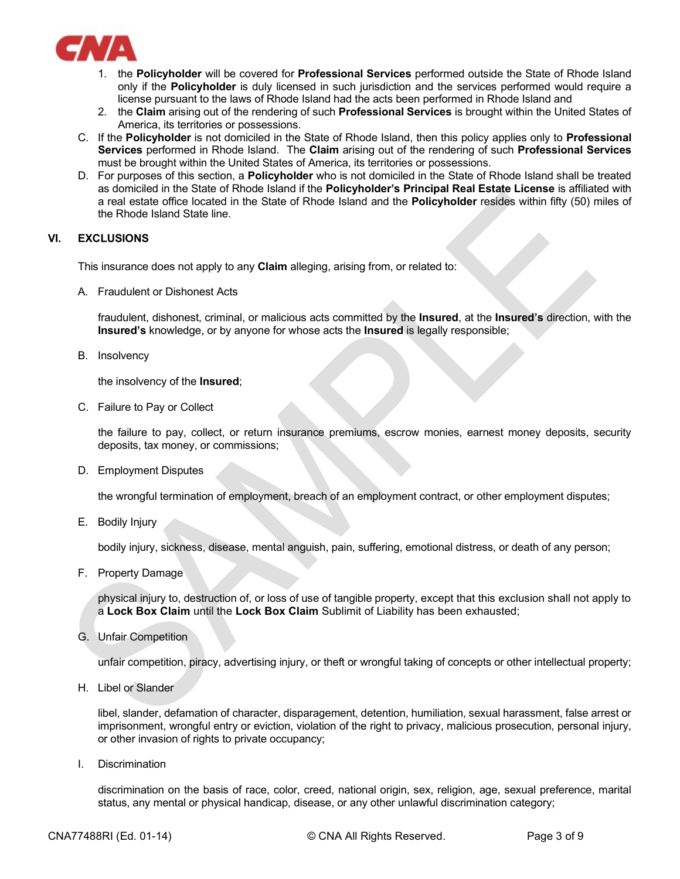1. the **Policyholder** will be covered for **Professional Services** performed outside the State of Rhode Island only if the **Policyholder** is duly licensed in such jurisdiction and the services performed would require a license pursuant to the laws of Rhode Island had the acts been performed in Rhode Island and
2. the **Claim** arising out of the rendering of such **Professional Services** is brought within the United States of America, its territories or possessions.

C. If the **Policyholder** is not domiciled in the State of Rhode Island, then this policy applies only to **Professional Services** performed in Rhode Island. The **Claim** arising out of the rendering of such **Professional Services** must be brought within the United States of America, its territories or possessions.

D. For purposes of this section, a **Policyholder** who is not domiciled in the State of Rhode Island shall be treated as domiciled in the State of Rhode Island if the **Policyholder's Principal Real Estate License** is affiliated with a real estate office located in the State of Rhode Island and the **Policyholder** resides within fifty (50) miles of the Rhode Island State line.

## VI. EXCLUSIONS

This insurance does not apply to any **Claim** alleging, arising from, or related to:

A. Fraudulent or Dishonest Acts

fraudulent, dishonest, criminal, or malicious acts committed by the **Insured**, at the **Insured's** direction, with the **Insured's** knowledge, or by anyone for whose acts the **Insured** is legally responsible;

B. Insolvency

the insolvency of the **Insured**;

C. Failure to Pay or Collect

the failure to pay, collect, or return insurance premiums, escrow monies, earnest money deposits, security deposits, tax money, or commissions;

D. Employment Disputes

the wrongful termination of employment, breach of an employment contract, or other employment disputes;

E. Bodily Injury

bodily injury, sickness, disease, mental anguish, pain, suffering, emotional distress, or death of any person;

F. Property Damage

physical injury to, destruction of, or loss of use of tangible property, except that this exclusion shall not apply to a **Lock Box Claim** until the **Lock Box Claim** Sublimit of Liability has been exhausted;

G. Unfair Competition

unfair competition, piracy, advertising injury, or theft or wrongful taking of concepts or other intellectual property;

H. Libel or Slander

libel, slander, defamation of character, disparagement, detention, humiliation, sexual harassment, false arrest or imprisonment, wrongful entry or eviction, violation of the right to privacy, malicious prosecution, personal injury, or other invasion of rights to private occupancy;

I. Discrimination

discrimination on the basis of race, color, creed, national origin, sex, religion, age, sexual preference, marital status, any mental or physical handicap, disease, or any other unlawful discrimination category;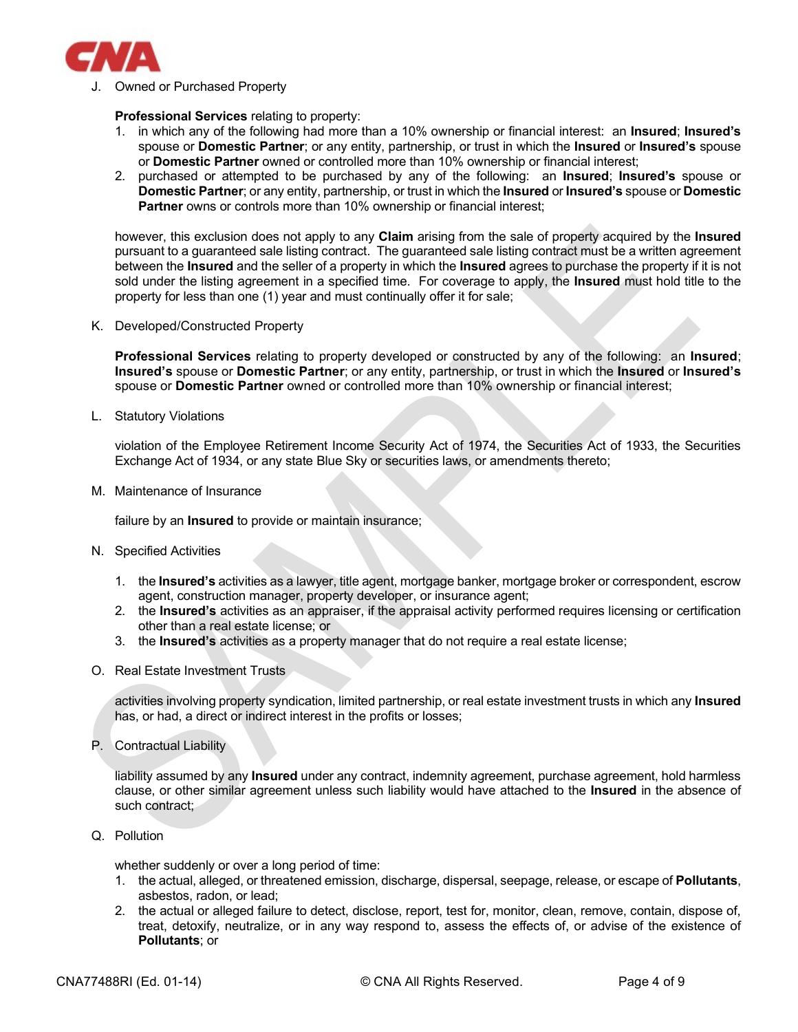J. Owned or Purchased Property

**Professional Services** relating to property:

1. in which any of the following had more than a 10% ownership or financial interest: an **Insured**; **Insured's** spouse or **Domestic Partner**; or any entity, partnership, or trust in which the **Insured** or **Insured's** spouse or **Domestic Partner** owned or controlled more than 10% ownership or financial interest;
2. purchased or attempted to be purchased by any of the following: an **Insured**; **Insured's** spouse or **Domestic Partner**; or any entity, partnership, or trust in which the **Insured** or **Insured's** spouse or **Domestic Partner** owns or controls more than 10% ownership or financial interest;

however, this exclusion does not apply to any **Claim** arising from the sale of property acquired by the **Insured** pursuant to a guaranteed sale listing contract. The guaranteed sale listing contract must be a written agreement between the **Insured** and the seller of a property in which the **Insured** agrees to purchase the property if it is not sold under the listing agreement in a specified time. For coverage to apply, the **Insured** must hold title to the property for less than one (1) year and must continually offer it for sale;

K. Developed/Constructed Property

**Professional Services** relating to property developed or constructed by any of the following: an **Insured**; **Insured's** spouse or **Domestic Partner**; or any entity, partnership, or trust in which the **Insured** or **Insured's** spouse or **Domestic Partner** owned or controlled more than 10% ownership or financial interest;

L. Statutory Violations

violation of the Employee Retirement Income Security Act of 1974, the Securities Act of 1933, the Securities Exchange Act of 1934, or any state Blue Sky or securities laws, or amendments thereto;

M. Maintenance of Insurance

failure by an **Insured** to provide or maintain insurance;

N. Specified Activities

1. the **Insured's** activities as a lawyer, title agent, mortgage banker, mortgage broker or correspondent, escrow agent, construction manager, property developer, or insurance agent;
2. the **Insured's** activities as an appraiser, if the appraisal activity performed requires licensing or certification other than a real estate license; or
3. the **Insured's** activities as a property manager that do not require a real estate license;

O. Real Estate Investment Trusts

activities involving property syndication, limited partnership, or real estate investment trusts in which any **Insured** has, or had, a direct or indirect interest in the profits or losses;

P. Contractual Liability

liability assumed by any **Insured** under any contract, indemnity agreement, purchase agreement, hold harmless clause, or other similar agreement unless such liability would have attached to the **Insured** in the absence of such contract;

Q. Pollution

whether suddenly or over a long period of time:

1. the actual, alleged, or threatened emission, discharge, dispersal, seepage, release, or escape of **Pollutants**, asbestos, radon, or lead;
2. the actual or alleged failure to detect, disclose, report, test for, monitor, clean, remove, contain, dispose of, treat, detoxify, neutralize, or in any way respond to, assess the effects of, or advise of the existence of **Pollutants**; or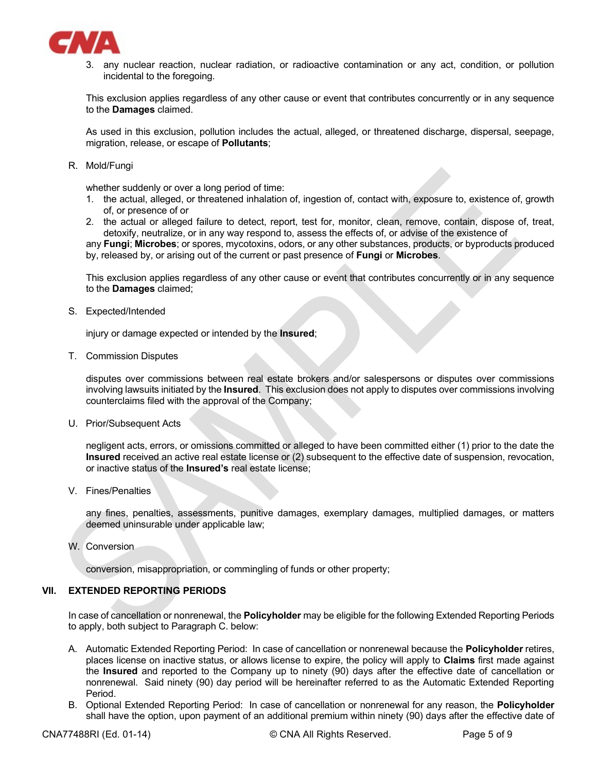3. any nuclear reaction, nuclear radiation, or radioactive contamination or any act, condition, or pollution incidental to the foregoing.

This exclusion applies regardless of any other cause or event that contributes concurrently or in any sequence to the **Damages** claimed.

As used in this exclusion, pollution includes the actual, alleged, or threatened discharge, dispersal, seepage, migration, release, or escape of **Pollutants**;

R. Mold/Fungi

whether suddenly or over a long period of time:

1. the actual, alleged, or threatened inhalation of, ingestion of, contact with, exposure to, existence of, growth of, or presence of or
2. the actual or alleged failure to detect, report, test for, monitor, clean, remove, contain, dispose of, treat, detoxify, neutralize, or in any way respond to, assess the effects of, or advise of the existence of

any **Fungi**; **Microbes**; or spores, mycotoxins, odors, or any other substances, products, or byproducts produced by, released by, or arising out of the current or past presence of **Fungi** or **Microbes**.

This exclusion applies regardless of any other cause or event that contributes concurrently or in any sequence to the **Damages** claimed;

S. Expected/Intended

injury or damage expected or intended by the **Insured**;

T. Commission Disputes

disputes over commissions between real estate brokers and/or salespersons or disputes over commissions involving lawsuits initiated by the **Insured**. This exclusion does not apply to disputes over commissions involving counterclaims filed with the approval of the Company;

U. Prior/Subsequent Acts

negligent acts, errors, or omissions committed or alleged to have been committed either (1) prior to the date the **Insured** received an active real estate license or (2) subsequent to the effective date of suspension, revocation, or inactive status of the **Insured's** real estate license;

V. Fines/Penalties

any fines, penalties, assessments, punitive damages, exemplary damages, multiplied damages, or matters deemed uninsurable under applicable law;

W. Conversion

conversion, misappropriation, or commingling of funds or other property;

## VII. EXTENDED REPORTING PERIODS

In case of cancellation or nonrenewal, the **Policyholder** may be eligible for the following Extended Reporting Periods to apply, both subject to Paragraph C. below:

A. Automatic Extended Reporting Period: In case of cancellation or nonrenewal because the **Policyholder** retires, places license on inactive status, or allows license to expire, the policy will apply to **Claims** first made against the **Insured** and reported to the Company up to ninety (90) days after the effective date of cancellation or nonrenewal. Said ninety (90) day period will be hereinafter referred to as the Automatic Extended Reporting Period.

B. Optional Extended Reporting Period: In case of cancellation or nonrenewal for any reason, the **Policyholder** shall have the option, upon payment of an additional premium within ninety (90) days after the effective date of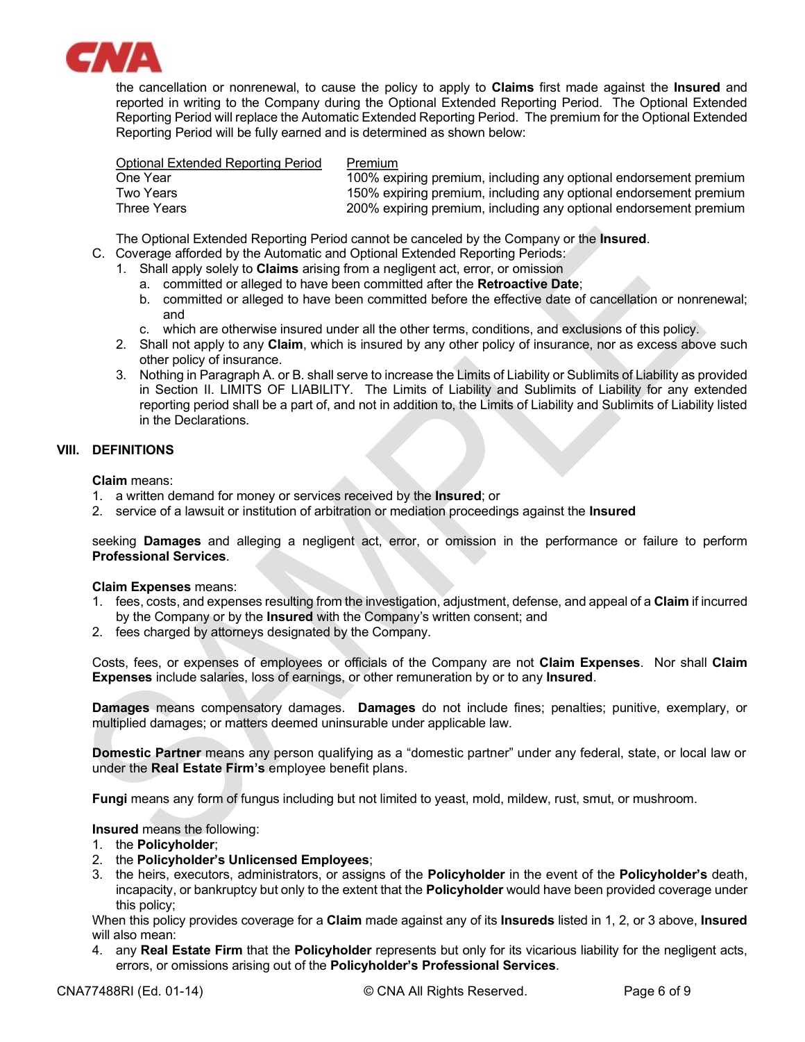the cancellation or nonrenewal, to cause the policy to apply to **Claims** first made against the **Insured** and reported in writing to the Company during the Optional Extended Reporting Period. The Optional Extended Reporting Period will replace the Automatic Extended Reporting Period. The premium for the Optional Extended Reporting Period will be fully earned and is determined as shown below:

| Optional Extended Reporting Period | Premium |
|---|---|
| One Year | 100% expiring premium, including any optional endorsement premium |
| Two Years | 150% expiring premium, including any optional endorsement premium |
| Three Years | 200% expiring premium, including any optional endorsement premium |

The Optional Extended Reporting Period cannot be canceled by the Company or the **Insured**.

C. Coverage afforded by the Automatic and Optional Extended Reporting Periods:
   1. Shall apply solely to **Claims** arising from a negligent act, error, or omission
      a. committed or alleged to have been committed after the **Retroactive Date**;
      b. committed or alleged to have been committed before the effective date of cancellation or nonrenewal; and
      c. which are otherwise insured under all the other terms, conditions, and exclusions of this policy.
   2. Shall not apply to any **Claim**, which is insured by any other policy of insurance, nor as excess above such other policy of insurance.
   3. Nothing in Paragraph A. or B. shall serve to increase the Limits of Liability or Sublimits of Liability as provided in Section II. LIMITS OF LIABILITY. The Limits of Liability and Sublimits of Liability for any extended reporting period shall be a part of, and not in addition to, the Limits of Liability and Sublimits of Liability listed in the Declarations.

## VIII. DEFINITIONS

**Claim** means:
1. a written demand for money or services received by the **Insured**; or
2. service of a lawsuit or institution of arbitration or mediation proceedings against the **Insured**

seeking **Damages** and alleging a negligent act, error, or omission in the performance or failure to perform **Professional Services**.

**Claim Expenses** means:
1. fees, costs, and expenses resulting from the investigation, adjustment, defense, and appeal of a **Claim** if incurred by the Company or by the **Insured** with the Company's written consent; and
2. fees charged by attorneys designated by the Company.

Costs, fees, or expenses of employees or officials of the Company are not **Claim Expenses**. Nor shall **Claim Expenses** include salaries, loss of earnings, or other remuneration by or to any **Insured**.

**Damages** means compensatory damages. **Damages** do not include fines; penalties; punitive, exemplary, or multiplied damages; or matters deemed uninsurable under applicable law.

**Domestic Partner** means any person qualifying as a "domestic partner" under any federal, state, or local law or under the **Real Estate Firm's** employee benefit plans.

**Fungi** means any form of fungus including but not limited to yeast, mold, mildew, rust, smut, or mushroom.

**Insured** means the following:
1. the **Policyholder**;
2. the **Policyholder's Unlicensed Employees**;
3. the heirs, executors, administrators, or assigns of the **Policyholder** in the event of the **Policyholder's** death, incapacity, or bankruptcy but only to the extent that the **Policyholder** would have been provided coverage under this policy;

When this policy provides coverage for a **Claim** made against any of its **Insureds** listed in 1, 2, or 3 above, **Insured** will also mean:

4. any **Real Estate Firm** that the **Policyholder** represents but only for its vicarious liability for the negligent acts, errors, or omissions arising out of the **Policyholder's Professional Services**.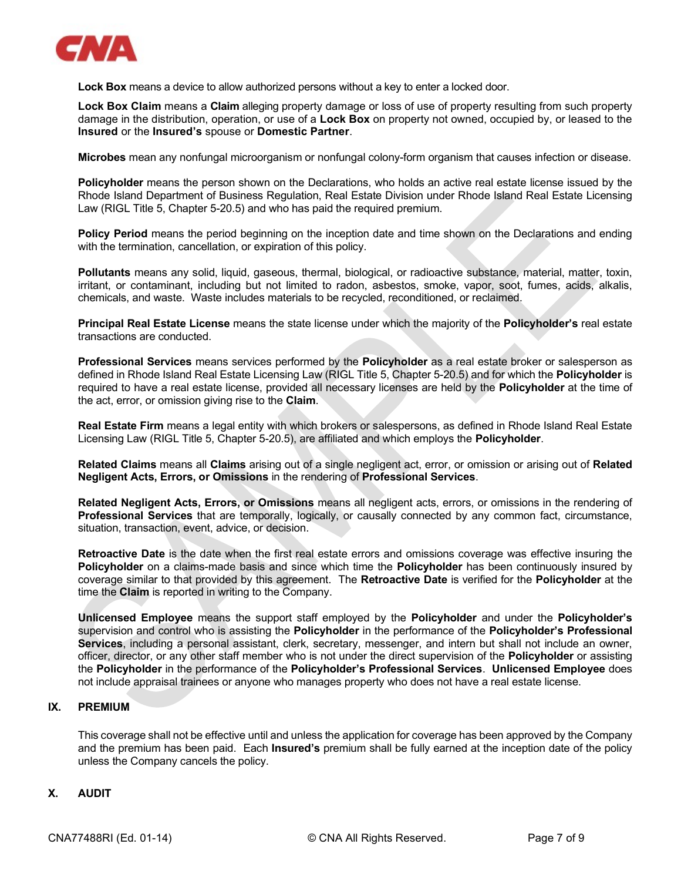**Lock Box** means a device to allow authorized persons without a key to enter a locked door.

**Lock Box Claim** means a **Claim** alleging property damage or loss of use of property resulting from such property damage in the distribution, operation, or use of a **Lock Box** on property not owned, occupied by, or leased to the **Insured** or the **Insured's** spouse or **Domestic Partner**.

**Microbes** mean any nonfungal microorganism or nonfungal colony-form organism that causes infection or disease.

**Policyholder** means the person shown on the Declarations, who holds an active real estate license issued by the Rhode Island Department of Business Regulation, Real Estate Division under Rhode Island Real Estate Licensing Law (RIGL Title 5, Chapter 5-20.5) and who has paid the required premium.

**Policy Period** means the period beginning on the inception date and time shown on the Declarations and ending with the termination, cancellation, or expiration of this policy.

**Pollutants** means any solid, liquid, gaseous, thermal, biological, or radioactive substance, material, matter, toxin, irritant, or contaminant, including but not limited to radon, asbestos, smoke, vapor, soot, fumes, acids, alkalis, chemicals, and waste. Waste includes materials to be recycled, reconditioned, or reclaimed.

**Principal Real Estate License** means the state license under which the majority of the **Policyholder's** real estate transactions are conducted.

**Professional Services** means services performed by the **Policyholder** as a real estate broker or salesperson as defined in Rhode Island Real Estate Licensing Law (RIGL Title 5, Chapter 5-20.5) and for which the **Policyholder** is required to have a real estate license, provided all necessary licenses are held by the **Policyholder** at the time of the act, error, or omission giving rise to the **Claim**.

**Real Estate Firm** means a legal entity with which brokers or salespersons, as defined in Rhode Island Real Estate Licensing Law (RIGL Title 5, Chapter 5-20.5), are affiliated and which employs the **Policyholder**.

**Related Claims** means all **Claims** arising out of a single negligent act, error, or omission or arising out of **Related Negligent Acts, Errors, or Omissions** in the rendering of **Professional Services**.

**Related Negligent Acts, Errors, or Omissions** means all negligent acts, errors, or omissions in the rendering of **Professional Services** that are temporally, logically, or causally connected by any common fact, circumstance, situation, transaction, event, advice, or decision.

**Retroactive Date** is the date when the first real estate errors and omissions coverage was effective insuring the **Policyholder** on a claims-made basis and since which time the **Policyholder** has been continuously insured by coverage similar to that provided by this agreement. The **Retroactive Date** is verified for the **Policyholder** at the time the **Claim** is reported in writing to the Company.

**Unlicensed Employee** means the support staff employed by the **Policyholder** and under the **Policyholder's** supervision and control who is assisting the **Policyholder** in the performance of the **Policyholder's Professional Services**, including a personal assistant, clerk, secretary, messenger, and intern but shall not include an owner, officer, director, or any other staff member who is not under the direct supervision of the **Policyholder** or assisting the **Policyholder** in the performance of the **Policyholder's Professional Services**. **Unlicensed Employee** does not include appraisal trainees or anyone who manages property who does not have a real estate license.

## IX. PREMIUM

This coverage shall not be effective until and unless the application for coverage has been approved by the Company and the premium has been paid. Each **Insured's** premium shall be fully earned at the inception date of the policy unless the Company cancels the policy.

## X. AUDIT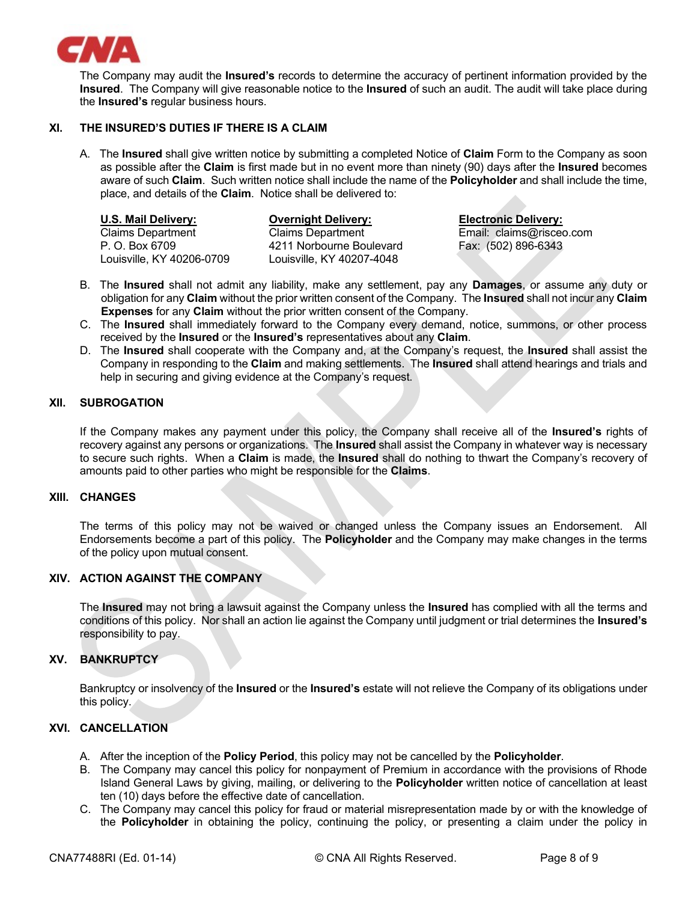The Company may audit the **Insured's** records to determine the accuracy of pertinent information provided by the **Insured**. The Company will give reasonable notice to the **Insured** of such an audit. The audit will take place during the **Insured's** regular business hours.

## XI. THE INSURED'S DUTIES IF THERE IS A CLAIM

A. The **Insured** shall give written notice by submitting a completed Notice of **Claim** Form to the Company as soon as possible after the **Claim** is first made but in no event more than ninety (90) days after the **Insured** becomes aware of such **Claim**. Such written notice shall include the name of the **Policyholder** and shall include the time, place, and details of the **Claim**. Notice shall be delivered to:

| U.S. Mail Delivery: | Overnight Delivery: | Electronic Delivery: |
|---|---|---|
| Claims Department | Claims Department | Email: claims@risceo.com |
| P. O. Box 6709 | 4211 Norbourne Boulevard | Fax: (502) 896-6343 |
| Louisville, KY 40206-0709 | Louisville, KY 40207-4048 | |

B. The **Insured** shall not admit any liability, make any settlement, pay any **Damages**, or assume any duty or obligation for any **Claim** without the prior written consent of the Company. The **Insured** shall not incur any **Claim Expenses** for any **Claim** without the prior written consent of the Company.

C. The **Insured** shall immediately forward to the Company every demand, notice, summons, or other process received by the **Insured** or the **Insured's** representatives about any **Claim**.

D. The **Insured** shall cooperate with the Company and, at the Company's request, the **Insured** shall assist the Company in responding to the **Claim** and making settlements. The **Insured** shall attend hearings and trials and help in securing and giving evidence at the Company's request.

## XII. SUBROGATION

If the Company makes any payment under this policy, the Company shall receive all of the **Insured's** rights of recovery against any persons or organizations. The **Insured** shall assist the Company in whatever way is necessary to secure such rights. When a **Claim** is made, the **Insured** shall do nothing to thwart the Company's recovery of amounts paid to other parties who might be responsible for the **Claims**.

## XIII. CHANGES

The terms of this policy may not be waived or changed unless the Company issues an Endorsement. All Endorsements become a part of this policy. The **Policyholder** and the Company may make changes in the terms of the policy upon mutual consent.

## XIV. ACTION AGAINST THE COMPANY

The **Insured** may not bring a lawsuit against the Company unless the **Insured** has complied with all the terms and conditions of this policy. Nor shall an action lie against the Company until judgment or trial determines the **Insured's** responsibility to pay.

## XV. BANKRUPTCY

Bankruptcy or insolvency of the **Insured** or the **Insured's** estate will not relieve the Company of its obligations under this policy.

## XVI. CANCELLATION

A. After the inception of the **Policy Period**, this policy may not be cancelled by the **Policyholder**.

B. The Company may cancel this policy for nonpayment of Premium in accordance with the provisions of Rhode Island General Laws by giving, mailing, or delivering to the **Policyholder** written notice of cancellation at least ten (10) days before the effective date of cancellation.

C. The Company may cancel this policy for fraud or material misrepresentation made by or with the knowledge of the **Policyholder** in obtaining the policy, continuing the policy, or presenting a claim under the policy in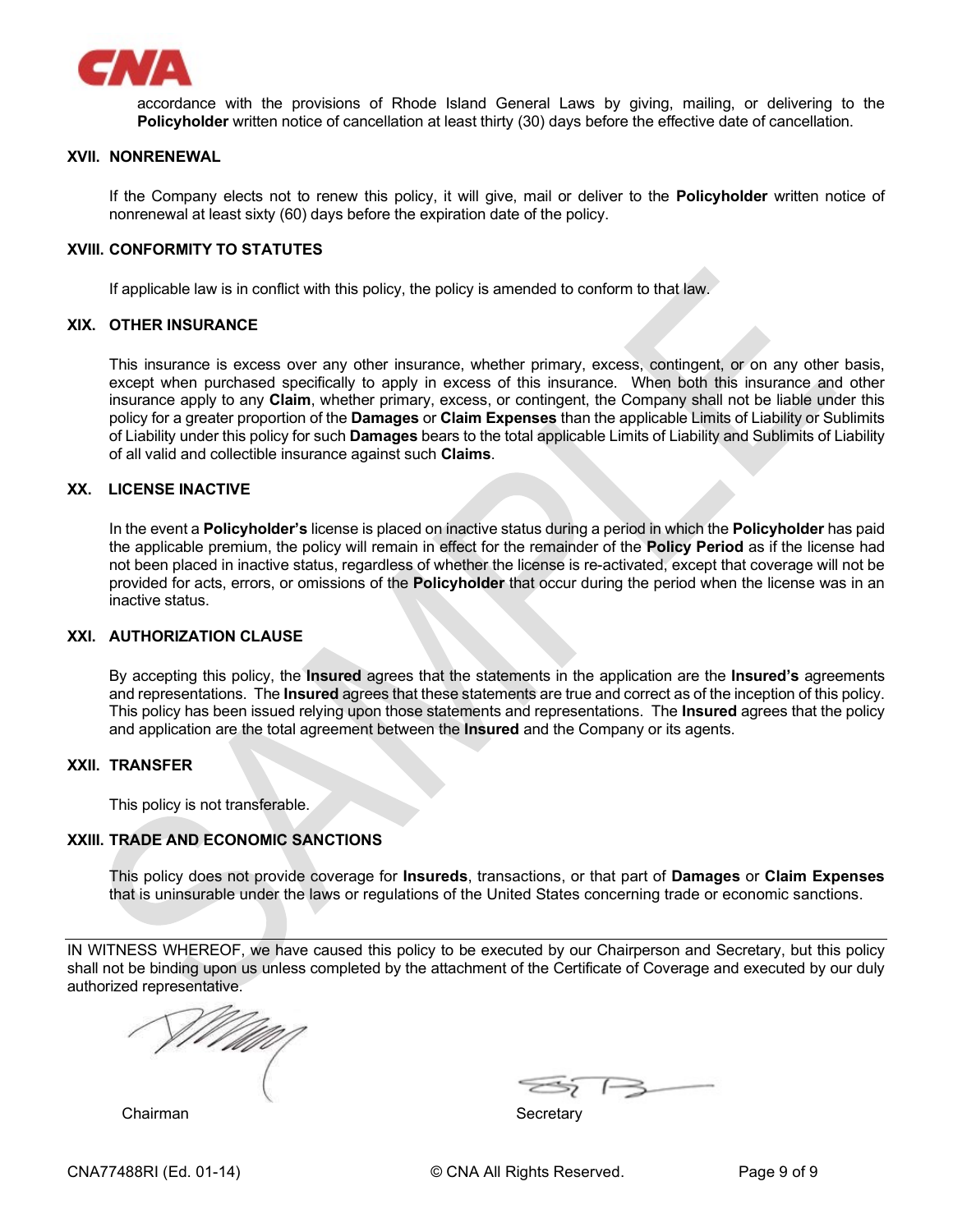accordance with the provisions of Rhode Island General Laws by giving, mailing, or delivering to the **Policyholder** written notice of cancellation at least thirty (30) days before the effective date of cancellation.

## XVII. NONRENEWAL

If the Company elects not to renew this policy, it will give, mail or deliver to the **Policyholder** written notice of nonrenewal at least sixty (60) days before the expiration date of the policy.

## XVIII. CONFORMITY TO STATUTES

If applicable law is in conflict with this policy, the policy is amended to conform to that law.

## XIX. OTHER INSURANCE

This insurance is excess over any other insurance, whether primary, excess, contingent, or on any other basis, except when purchased specifically to apply in excess of this insurance. When both this insurance and other insurance apply to any **Claim**, whether primary, excess, or contingent, the Company shall not be liable under this policy for a greater proportion of the **Damages** or **Claim Expenses** than the applicable Limits of Liability or Sublimits of Liability under this policy for such **Damages** bears to the total applicable Limits of Liability and Sublimits of Liability of all valid and collectible insurance against such **Claims**.

## XX. LICENSE INACTIVE

In the event a **Policyholder's** license is placed on inactive status during a period in which the **Policyholder** has paid the applicable premium, the policy will remain in effect for the remainder of the **Policy Period** as if the license had not been placed in inactive status, regardless of whether the license is re-activated, except that coverage will not be provided for acts, errors, or omissions of the **Policyholder** that occur during the period when the license was in an inactive status.

## XXI. AUTHORIZATION CLAUSE

By accepting this policy, the **Insured** agrees that the statements in the application are the **Insured's** agreements and representations. The **Insured** agrees that these statements are true and correct as of the inception of this policy. This policy has been issued relying upon those statements and representations. The **Insured** agrees that the policy and application are the total agreement between the **Insured** and the Company or its agents.

## XXII. TRANSFER

This policy is not transferable.

## XXIII. TRADE AND ECONOMIC SANCTIONS

This policy does not provide coverage for **Insureds**, transactions, or that part of **Damages** or **Claim Expenses** that is uninsurable under the laws or regulations of the United States concerning trade or economic sanctions.

---

IN WITNESS WHEREOF, we have caused this policy to be executed by our Chairperson and Secretary, but this policy shall not be binding upon us unless completed by the attachment of the Certificate of Coverage and executed by our duly authorized representative.

Chairman

Secretary

CNA77488RI (Ed. 01-14) © CNA All Rights Reserved.